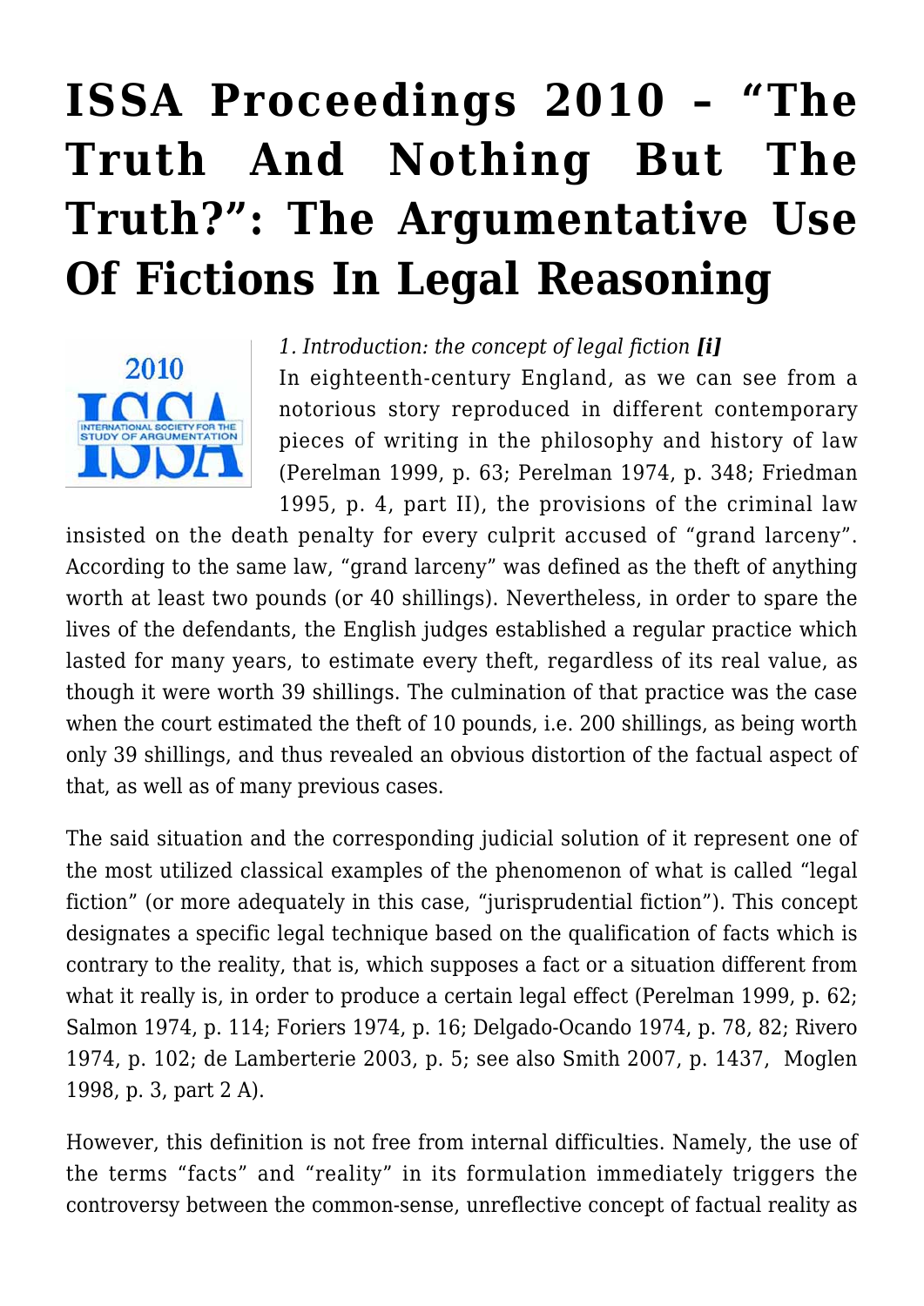# ISSA Proceedings 2010 – "The Truth And Nothing But The Truth?": The Argumentative Use Of Fictions In Legal Reasoning

*1. Introduction: the concept of legal fiction* ***[i]***

In eighteenth-century England, as we can see from a notorious story reproduced in different contemporary pieces of writing in the philosophy and history of law (Perelman 1999, p. 63; Perelman 1974, p. 348; Friedman 1995, p. 4, part II), the provisions of the criminal law insisted on the death penalty for every culprit accused of "grand larceny". According to the same law, "grand larceny" was defined as the theft of anything worth at least two pounds (or 40 shillings). Nevertheless, in order to spare the lives of the defendants, the English judges established a regular practice which lasted for many years, to estimate every theft, regardless of its real value, as though it were worth 39 shillings. The culmination of that practice was the case when the court estimated the theft of 10 pounds, i.e. 200 shillings, as being worth only 39 shillings, and thus revealed an obvious distortion of the factual aspect of that, as well as of many previous cases.

The said situation and the corresponding judicial solution of it represent one of the most utilized classical examples of the phenomenon of what is called "legal fiction" (or more adequately in this case, "jurisprudential fiction"). This concept designates a specific legal technique based on the qualification of facts which is contrary to the reality, that is, which supposes a fact or a situation different from what it really is, in order to produce a certain legal effect (Perelman 1999, p. 62; Salmon 1974, p. 114; Foriers 1974, p. 16; Delgado-Ocando 1974, p. 78, 82; Rivero 1974, p. 102; de Lamberterie 2003, p. 5; see also Smith 2007, p. 1437, Moglen 1998, p. 3, part 2 A).

However, this definition is not free from internal difficulties. Namely, the use of the terms "facts" and "reality" in its formulation immediately triggers the controversy between the common-sense, unreflective concept of factual reality as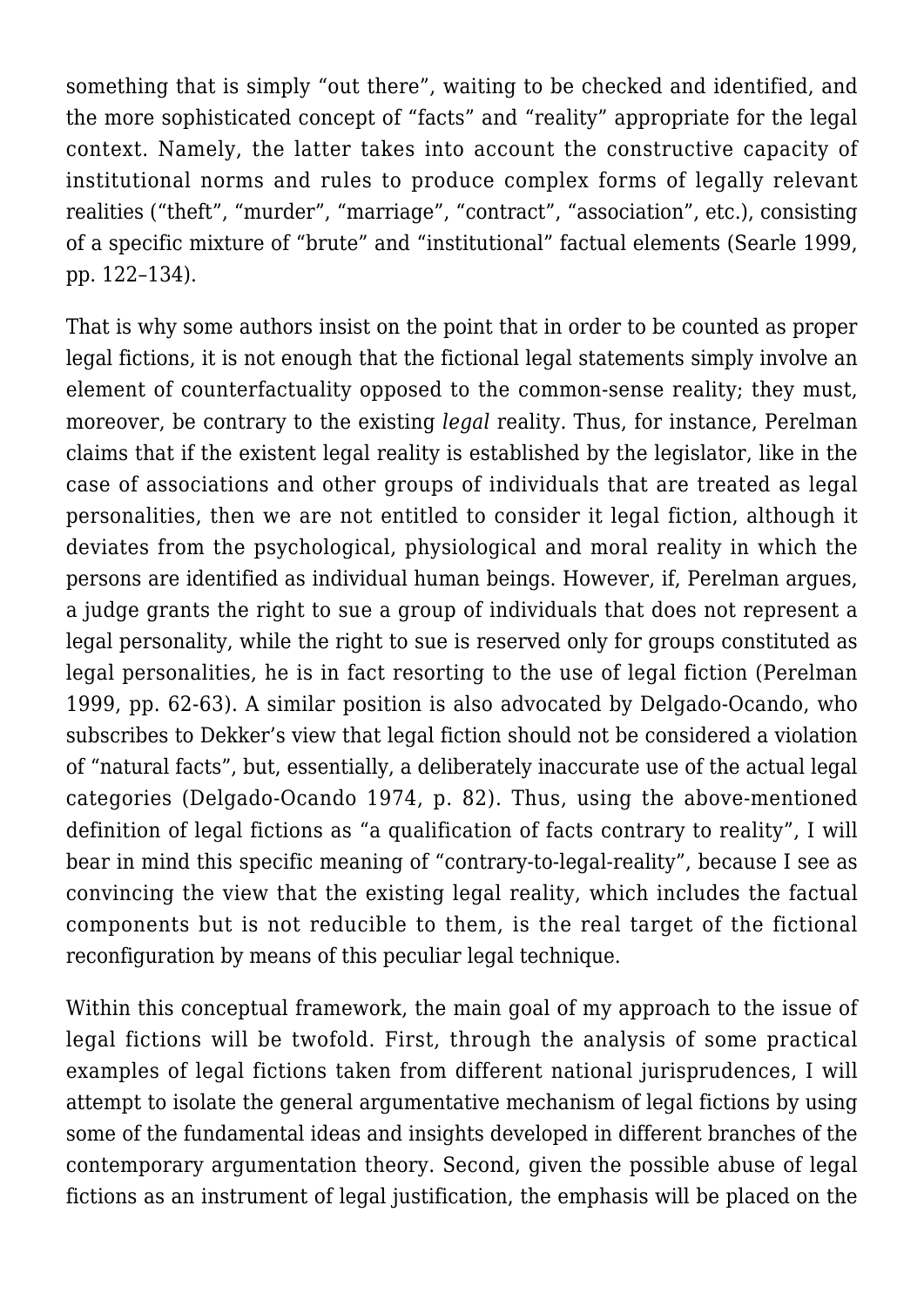something that is simply "out there", waiting to be checked and identified, and the more sophisticated concept of "facts" and "reality" appropriate for the legal context. Namely, the latter takes into account the constructive capacity of institutional norms and rules to produce complex forms of legally relevant realities ("theft", "murder", "marriage", "contract", "association", etc.), consisting of a specific mixture of "brute" and "institutional" factual elements (Searle 1999, pp. 122–134).

That is why some authors insist on the point that in order to be counted as proper legal fictions, it is not enough that the fictional legal statements simply involve an element of counterfactuality opposed to the common-sense reality; they must, moreover, be contrary to the existing *legal* reality. Thus, for instance, Perelman claims that if the existent legal reality is established by the legislator, like in the case of associations and other groups of individuals that are treated as legal personalities, then we are not entitled to consider it legal fiction, although it deviates from the psychological, physiological and moral reality in which the persons are identified as individual human beings. However, if, Perelman argues, a judge grants the right to sue a group of individuals that does not represent a legal personality, while the right to sue is reserved only for groups constituted as legal personalities, he is in fact resorting to the use of legal fiction (Perelman 1999, pp. 62-63). A similar position is also advocated by Delgado-Ocando, who subscribes to Dekker's view that legal fiction should not be considered a violation of "natural facts", but, essentially, a deliberately inaccurate use of the actual legal categories (Delgado-Ocando 1974, p. 82). Thus, using the above-mentioned definition of legal fictions as "a qualification of facts contrary to reality", I will bear in mind this specific meaning of "contrary-to-legal-reality", because I see as convincing the view that the existing legal reality, which includes the factual components but is not reducible to them, is the real target of the fictional reconfiguration by means of this peculiar legal technique.

Within this conceptual framework, the main goal of my approach to the issue of legal fictions will be twofold. First, through the analysis of some practical examples of legal fictions taken from different national jurisprudences, I will attempt to isolate the general argumentative mechanism of legal fictions by using some of the fundamental ideas and insights developed in different branches of the contemporary argumentation theory. Second, given the possible abuse of legal fictions as an instrument of legal justification, the emphasis will be placed on the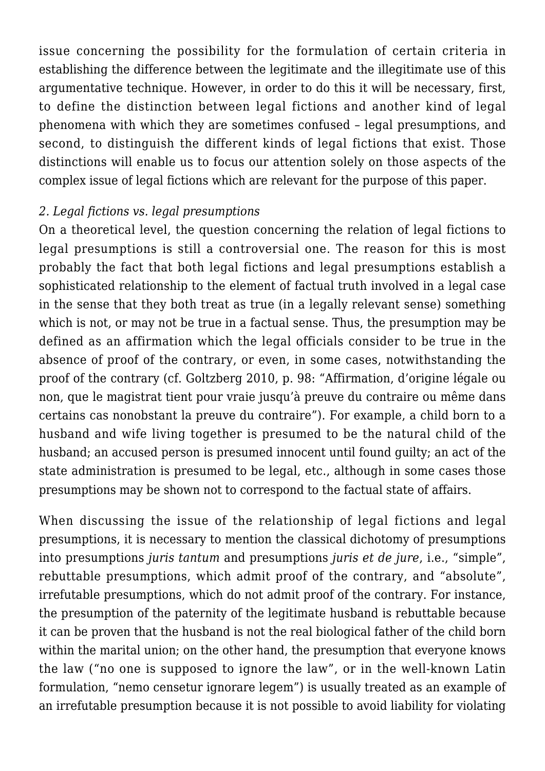issue concerning the possibility for the formulation of certain criteria in establishing the difference between the legitimate and the illegitimate use of this argumentative technique. However, in order to do this it will be necessary, first, to define the distinction between legal fictions and another kind of legal phenomena with which they are sometimes confused – legal presumptions, and second, to distinguish the different kinds of legal fictions that exist. Those distinctions will enable us to focus our attention solely on those aspects of the complex issue of legal fictions which are relevant for the purpose of this paper.

*2. Legal fictions vs. legal presumptions*

On a theoretical level, the question concerning the relation of legal fictions to legal presumptions is still a controversial one. The reason for this is most probably the fact that both legal fictions and legal presumptions establish a sophisticated relationship to the element of factual truth involved in a legal case in the sense that they both treat as true (in a legally relevant sense) something which is not, or may not be true in a factual sense. Thus, the presumption may be defined as an affirmation which the legal officials consider to be true in the absence of proof of the contrary, or even, in some cases, notwithstanding the proof of the contrary (cf. Goltzberg 2010, p. 98: "Affirmation, d'origine légale ou non, que le magistrat tient pour vraie jusqu'à preuve du contraire ou même dans certains cas nonobstant la preuve du contraire"). For example, a child born to a husband and wife living together is presumed to be the natural child of the husband; an accused person is presumed innocent until found guilty; an act of the state administration is presumed to be legal, etc., although in some cases those presumptions may be shown not to correspond to the factual state of affairs.

When discussing the issue of the relationship of legal fictions and legal presumptions, it is necessary to mention the classical dichotomy of presumptions into presumptions *juris tantum* and presumptions *juris et de jure*, i.e., "simple", rebuttable presumptions, which admit proof of the contrary, and "absolute", irrefutable presumptions, which do not admit proof of the contrary. For instance, the presumption of the paternity of the legitimate husband is rebuttable because it can be proven that the husband is not the real biological father of the child born within the marital union; on the other hand, the presumption that everyone knows the law ("no one is supposed to ignore the law", or in the well-known Latin formulation, "nemo censetur ignorare legem") is usually treated as an example of an irrefutable presumption because it is not possible to avoid liability for violating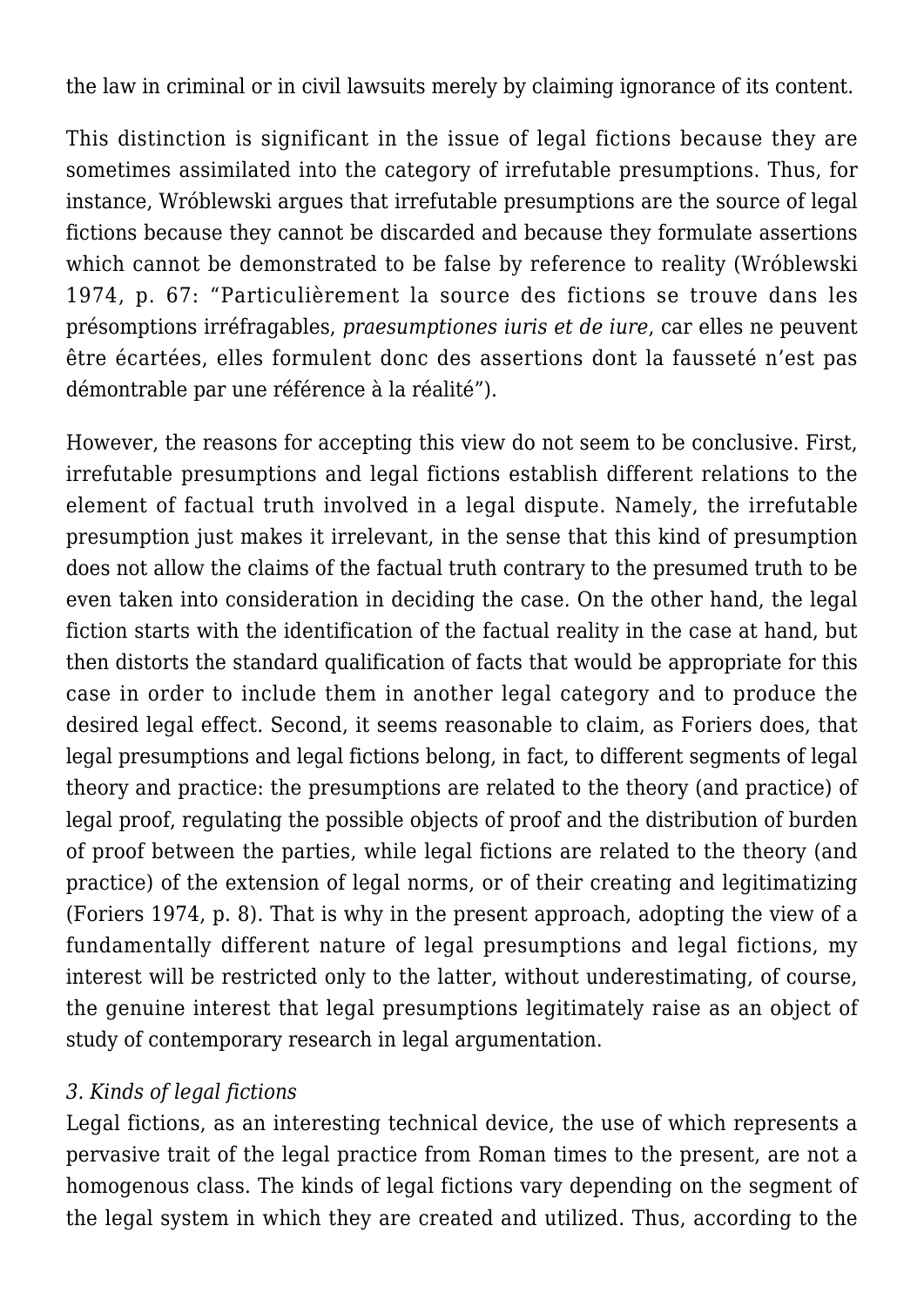the law in criminal or in civil lawsuits merely by claiming ignorance of its content.

This distinction is significant in the issue of legal fictions because they are sometimes assimilated into the category of irrefutable presumptions. Thus, for instance, Wróblewski argues that irrefutable presumptions are the source of legal fictions because they cannot be discarded and because they formulate assertions which cannot be demonstrated to be false by reference to reality (Wróblewski 1974, p. 67: "Particulièrement la source des fictions se trouve dans les présomptions irréfragables, *praesumptiones iuris et de iure*, car elles ne peuvent être écartées, elles formulent donc des assertions dont la fausseté n'est pas démontrable par une référence à la réalité").

However, the reasons for accepting this view do not seem to be conclusive. First, irrefutable presumptions and legal fictions establish different relations to the element of factual truth involved in a legal dispute. Namely, the irrefutable presumption just makes it irrelevant, in the sense that this kind of presumption does not allow the claims of the factual truth contrary to the presumed truth to be even taken into consideration in deciding the case. On the other hand, the legal fiction starts with the identification of the factual reality in the case at hand, but then distorts the standard qualification of facts that would be appropriate for this case in order to include them in another legal category and to produce the desired legal effect. Second, it seems reasonable to claim, as Foriers does, that legal presumptions and legal fictions belong, in fact, to different segments of legal theory and practice: the presumptions are related to the theory (and practice) of legal proof, regulating the possible objects of proof and the distribution of burden of proof between the parties, while legal fictions are related to the theory (and practice) of the extension of legal norms, or of their creating and legitimatizing (Foriers 1974, p. 8). That is why in the present approach, adopting the view of a fundamentally different nature of legal presumptions and legal fictions, my interest will be restricted only to the latter, without underestimating, of course, the genuine interest that legal presumptions legitimately raise as an object of study of contemporary research in legal argumentation.

### *3. Kinds of legal fictions*

Legal fictions, as an interesting technical device, the use of which represents a pervasive trait of the legal practice from Roman times to the present, are not a homogenous class. The kinds of legal fictions vary depending on the segment of the legal system in which they are created and utilized. Thus, according to the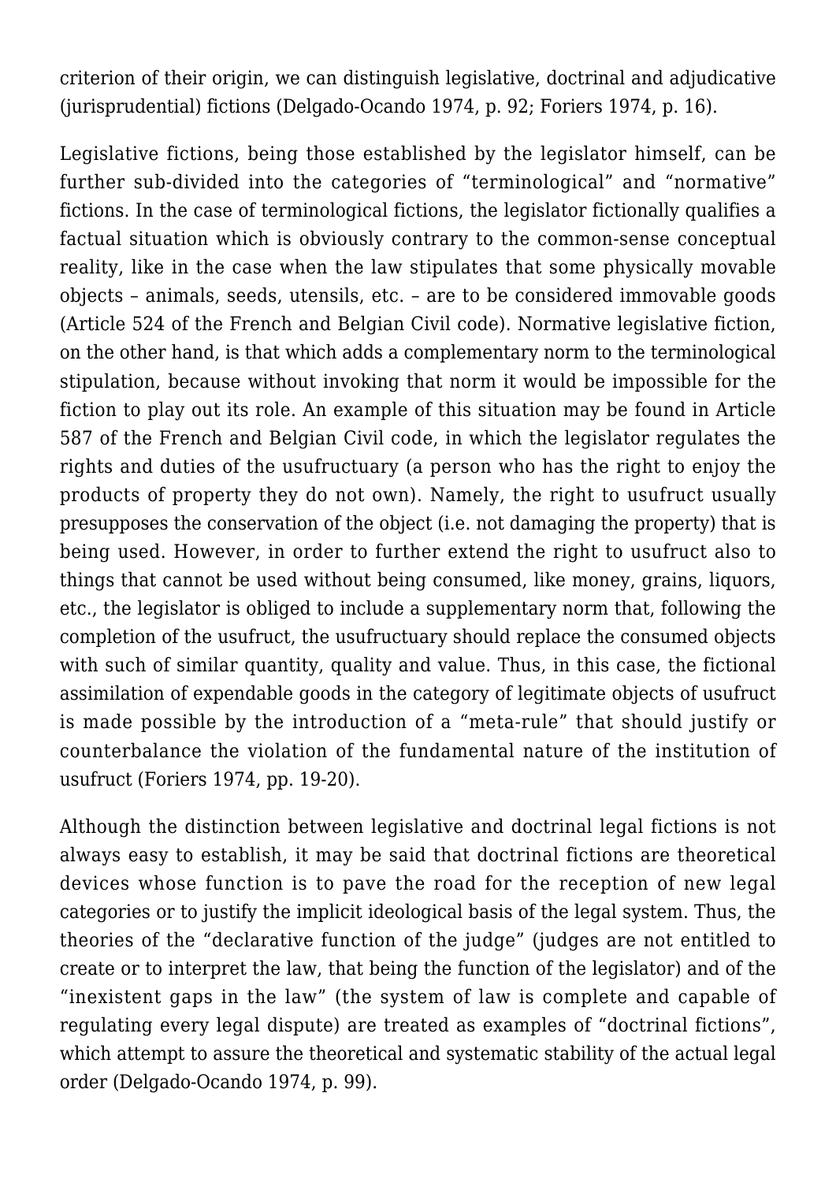criterion of their origin, we can distinguish legislative, doctrinal and adjudicative (jurisprudential) fictions (Delgado-Ocando 1974, p. 92; Foriers 1974, p. 16).

Legislative fictions, being those established by the legislator himself, can be further sub-divided into the categories of "terminological" and "normative" fictions. In the case of terminological fictions, the legislator fictionally qualifies a factual situation which is obviously contrary to the common-sense conceptual reality, like in the case when the law stipulates that some physically movable objects – animals, seeds, utensils, etc. – are to be considered immovable goods (Article 524 of the French and Belgian Civil code). Normative legislative fiction, on the other hand, is that which adds a complementary norm to the terminological stipulation, because without invoking that norm it would be impossible for the fiction to play out its role. An example of this situation may be found in Article 587 of the French and Belgian Civil code, in which the legislator regulates the rights and duties of the usufructuary (a person who has the right to enjoy the products of property they do not own). Namely, the right to usufruct usually presupposes the conservation of the object (i.e. not damaging the property) that is being used. However, in order to further extend the right to usufruct also to things that cannot be used without being consumed, like money, grains, liquors, etc., the legislator is obliged to include a supplementary norm that, following the completion of the usufruct, the usufructuary should replace the consumed objects with such of similar quantity, quality and value. Thus, in this case, the fictional assimilation of expendable goods in the category of legitimate objects of usufruct is made possible by the introduction of a "meta-rule" that should justify or counterbalance the violation of the fundamental nature of the institution of usufruct (Foriers 1974, pp. 19-20).

Although the distinction between legislative and doctrinal legal fictions is not always easy to establish, it may be said that doctrinal fictions are theoretical devices whose function is to pave the road for the reception of new legal categories or to justify the implicit ideological basis of the legal system. Thus, the theories of the "declarative function of the judge" (judges are not entitled to create or to interpret the law, that being the function of the legislator) and of the "inexistent gaps in the law" (the system of law is complete and capable of regulating every legal dispute) are treated as examples of "doctrinal fictions", which attempt to assure the theoretical and systematic stability of the actual legal order (Delgado-Ocando 1974, p. 99).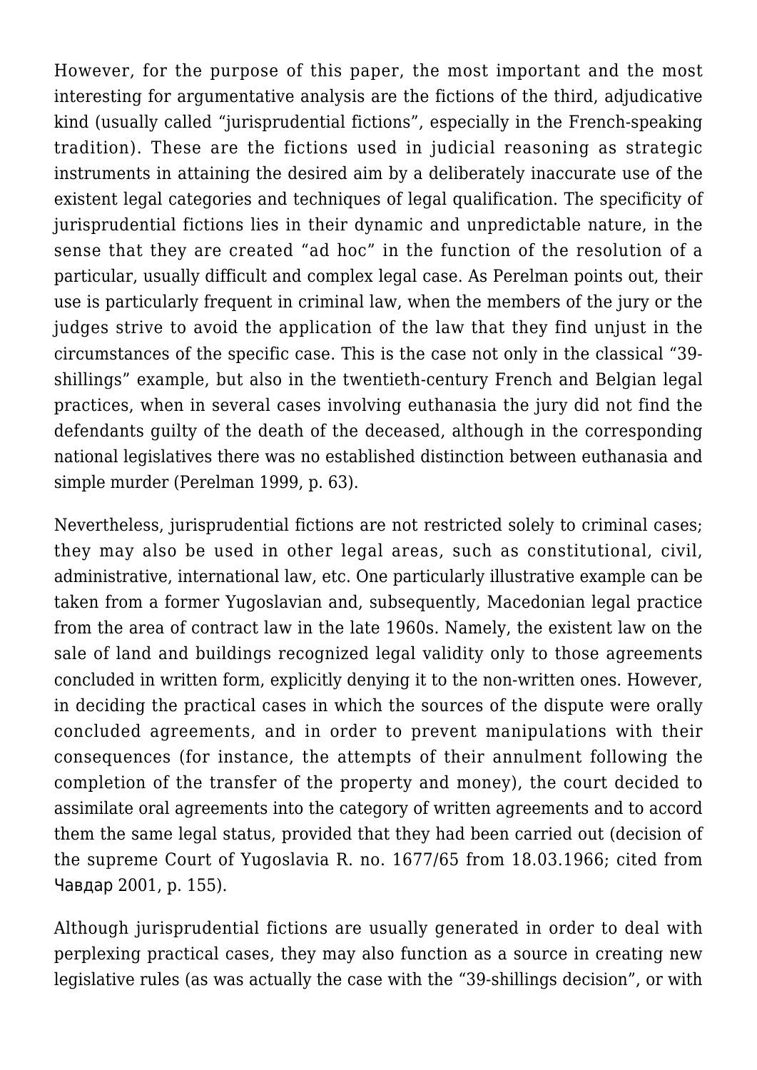However, for the purpose of this paper, the most important and the most interesting for argumentative analysis are the fictions of the third, adjudicative kind (usually called "jurisprudential fictions", especially in the French-speaking tradition). These are the fictions used in judicial reasoning as strategic instruments in attaining the desired aim by a deliberately inaccurate use of the existent legal categories and techniques of legal qualification. The specificity of jurisprudential fictions lies in their dynamic and unpredictable nature, in the sense that they are created "ad hoc" in the function of the resolution of a particular, usually difficult and complex legal case. As Perelman points out, their use is particularly frequent in criminal law, when the members of the jury or the judges strive to avoid the application of the law that they find unjust in the circumstances of the specific case. This is the case not only in the classical "39-shillings" example, but also in the twentieth-century French and Belgian legal practices, when in several cases involving euthanasia the jury did not find the defendants guilty of the death of the deceased, although in the corresponding national legislatives there was no established distinction between euthanasia and simple murder (Perelman 1999, p. 63).

Nevertheless, jurisprudential fictions are not restricted solely to criminal cases; they may also be used in other legal areas, such as constitutional, civil, administrative, international law, etc. One particularly illustrative example can be taken from a former Yugoslavian and, subsequently, Macedonian legal practice from the area of contract law in the late 1960s. Namely, the existent law on the sale of land and buildings recognized legal validity only to those agreements concluded in written form, explicitly denying it to the non-written ones. However, in deciding the practical cases in which the sources of the dispute were orally concluded agreements, and in order to prevent manipulations with their consequences (for instance, the attempts of their annulment following the completion of the transfer of the property and money), the court decided to assimilate oral agreements into the category of written agreements and to accord them the same legal status, provided that they had been carried out (decision of the supreme Court of Yugoslavia R. no. 1677/65 from 18.03.1966; cited from Чавдар 2001, p. 155).

Although jurisprudential fictions are usually generated in order to deal with perplexing practical cases, they may also function as a source in creating new legislative rules (as was actually the case with the "39-shillings decision", or with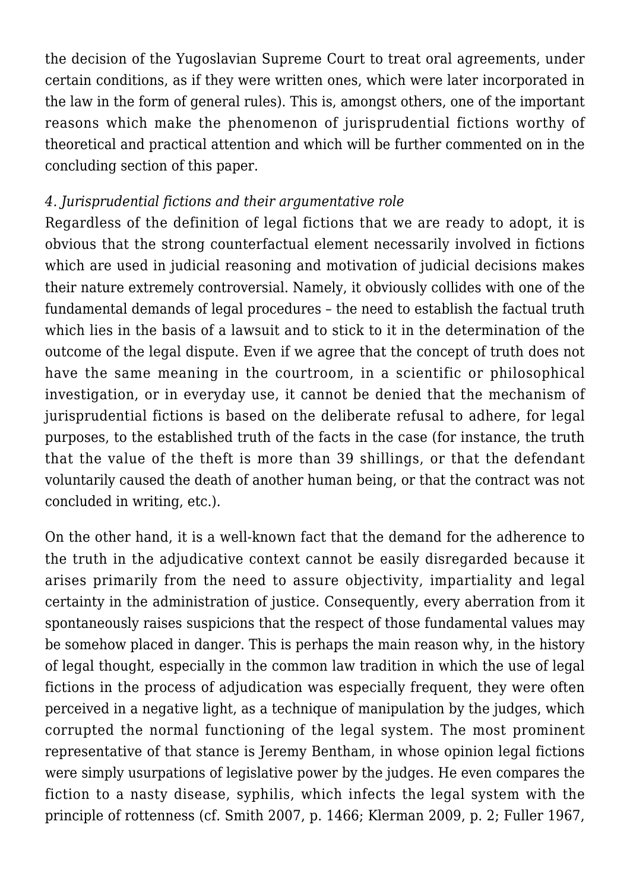the decision of the Yugoslavian Supreme Court to treat oral agreements, under certain conditions, as if they were written ones, which were later incorporated in the law in the form of general rules). This is, amongst others, one of the important reasons which make the phenomenon of jurisprudential fictions worthy of theoretical and practical attention and which will be further commented on in the concluding section of this paper.

### *4. Jurisprudential fictions and their argumentative role*

Regardless of the definition of legal fictions that we are ready to adopt, it is obvious that the strong counterfactual element necessarily involved in fictions which are used in judicial reasoning and motivation of judicial decisions makes their nature extremely controversial. Namely, it obviously collides with one of the fundamental demands of legal procedures – the need to establish the factual truth which lies in the basis of a lawsuit and to stick to it in the determination of the outcome of the legal dispute. Even if we agree that the concept of truth does not have the same meaning in the courtroom, in a scientific or philosophical investigation, or in everyday use, it cannot be denied that the mechanism of jurisprudential fictions is based on the deliberate refusal to adhere, for legal purposes, to the established truth of the facts in the case (for instance, the truth that the value of the theft is more than 39 shillings, or that the defendant voluntarily caused the death of another human being, or that the contract was not concluded in writing, etc.).

On the other hand, it is a well-known fact that the demand for the adherence to the truth in the adjudicative context cannot be easily disregarded because it arises primarily from the need to assure objectivity, impartiality and legal certainty in the administration of justice. Consequently, every aberration from it spontaneously raises suspicions that the respect of those fundamental values may be somehow placed in danger. This is perhaps the main reason why, in the history of legal thought, especially in the common law tradition in which the use of legal fictions in the process of adjudication was especially frequent, they were often perceived in a negative light, as a technique of manipulation by the judges, which corrupted the normal functioning of the legal system. The most prominent representative of that stance is Jeremy Bentham, in whose opinion legal fictions were simply usurpations of legislative power by the judges. He even compares the fiction to a nasty disease, syphilis, which infects the legal system with the principle of rottenness (cf. Smith 2007, p. 1466; Klerman 2009, p. 2; Fuller 1967,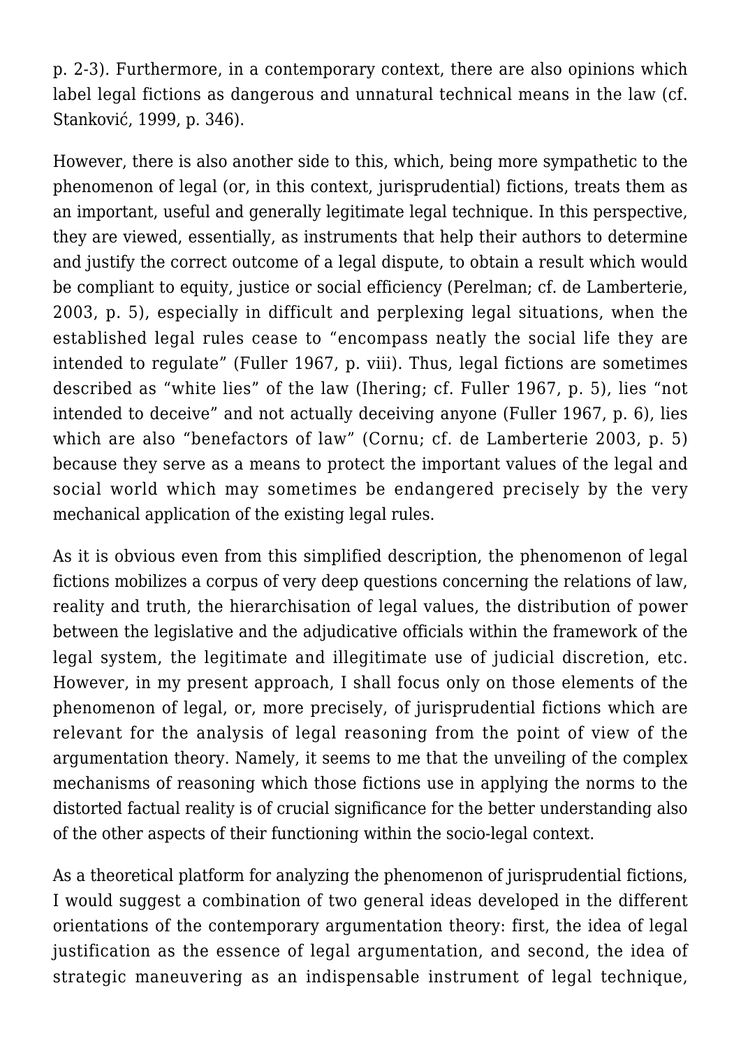p. 2-3). Furthermore, in a contemporary context, there are also opinions which label legal fictions as dangerous and unnatural technical means in the law (cf. Stanković, 1999, p. 346).

However, there is also another side to this, which, being more sympathetic to the phenomenon of legal (or, in this context, jurisprudential) fictions, treats them as an important, useful and generally legitimate legal technique. In this perspective, they are viewed, essentially, as instruments that help their authors to determine and justify the correct outcome of a legal dispute, to obtain a result which would be compliant to equity, justice or social efficiency (Perelman; cf. de Lamberterie, 2003, p. 5), especially in difficult and perplexing legal situations, when the established legal rules cease to "encompass neatly the social life they are intended to regulate" (Fuller 1967, p. viii). Thus, legal fictions are sometimes described as "white lies" of the law (Ihering; cf. Fuller 1967, p. 5), lies "not intended to deceive" and not actually deceiving anyone (Fuller 1967, p. 6), lies which are also "benefactors of law" (Cornu; cf. de Lamberterie 2003, p. 5) because they serve as a means to protect the important values of the legal and social world which may sometimes be endangered precisely by the very mechanical application of the existing legal rules.

As it is obvious even from this simplified description, the phenomenon of legal fictions mobilizes a corpus of very deep questions concerning the relations of law, reality and truth, the hierarchisation of legal values, the distribution of power between the legislative and the adjudicative officials within the framework of the legal system, the legitimate and illegitimate use of judicial discretion, etc. However, in my present approach, I shall focus only on those elements of the phenomenon of legal, or, more precisely, of jurisprudential fictions which are relevant for the analysis of legal reasoning from the point of view of the argumentation theory. Namely, it seems to me that the unveiling of the complex mechanisms of reasoning which those fictions use in applying the norms to the distorted factual reality is of crucial significance for the better understanding also of the other aspects of their functioning within the socio-legal context.

As a theoretical platform for analyzing the phenomenon of jurisprudential fictions, I would suggest a combination of two general ideas developed in the different orientations of the contemporary argumentation theory: first, the idea of legal justification as the essence of legal argumentation, and second, the idea of strategic maneuvering as an indispensable instrument of legal technique,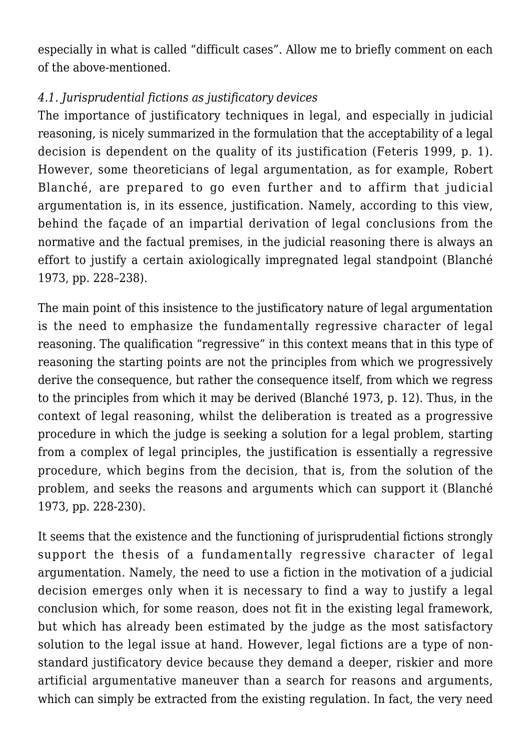especially in what is called "difficult cases". Allow me to briefly comment on each of the above-mentioned.

### *4.1. Jurisprudential fictions as justificatory devices*

The importance of justificatory techniques in legal, and especially in judicial reasoning, is nicely summarized in the formulation that the acceptability of a legal decision is dependent on the quality of its justification (Feteris 1999, p. 1). However, some theoreticians of legal argumentation, as for example, Robert Blanché, are prepared to go even further and to affirm that judicial argumentation is, in its essence, justification. Namely, according to this view, behind the façade of an impartial derivation of legal conclusions from the normative and the factual premises, in the judicial reasoning there is always an effort to justify a certain axiologically impregnated legal standpoint (Blanché 1973, pp. 228–238).

The main point of this insistence to the justificatory nature of legal argumentation is the need to emphasize the fundamentally regressive character of legal reasoning. The qualification "regressive" in this context means that in this type of reasoning the starting points are not the principles from which we progressively derive the consequence, but rather the consequence itself, from which we regress to the principles from which it may be derived (Blanché 1973, p. 12). Thus, in the context of legal reasoning, whilst the deliberation is treated as a progressive procedure in which the judge is seeking a solution for a legal problem, starting from a complex of legal principles, the justification is essentially a regressive procedure, which begins from the decision, that is, from the solution of the problem, and seeks the reasons and arguments which can support it (Blanché 1973, pp. 228-230).

It seems that the existence and the functioning of jurisprudential fictions strongly support the thesis of a fundamentally regressive character of legal argumentation. Namely, the need to use a fiction in the motivation of a judicial decision emerges only when it is necessary to find a way to justify a legal conclusion which, for some reason, does not fit in the existing legal framework, but which has already been estimated by the judge as the most satisfactory solution to the legal issue at hand. However, legal fictions are a type of non-standard justificatory device because they demand a deeper, riskier and more artificial argumentative maneuver than a search for reasons and arguments, which can simply be extracted from the existing regulation. In fact, the very need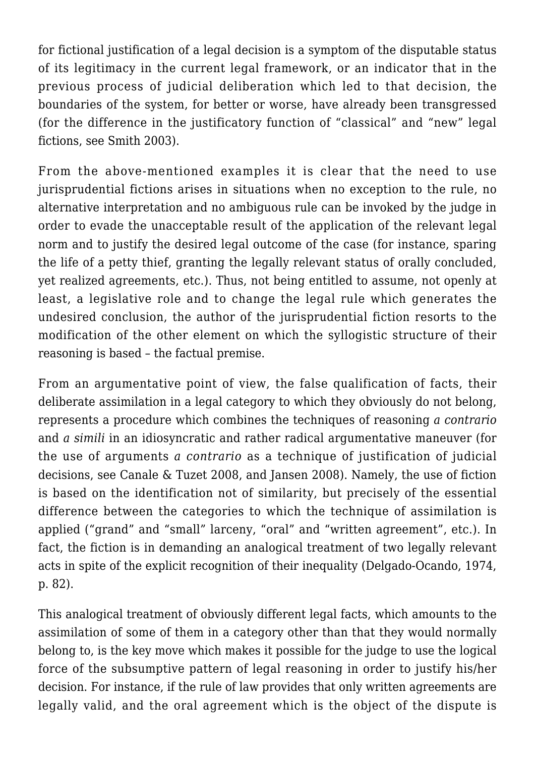for fictional justification of a legal decision is a symptom of the disputable status of its legitimacy in the current legal framework, or an indicator that in the previous process of judicial deliberation which led to that decision, the boundaries of the system, for better or worse, have already been transgressed (for the difference in the justificatory function of "classical" and "new" legal fictions, see Smith 2003).

From the above-mentioned examples it is clear that the need to use jurisprudential fictions arises in situations when no exception to the rule, no alternative interpretation and no ambiguous rule can be invoked by the judge in order to evade the unacceptable result of the application of the relevant legal norm and to justify the desired legal outcome of the case (for instance, sparing the life of a petty thief, granting the legally relevant status of orally concluded, yet realized agreements, etc.). Thus, not being entitled to assume, not openly at least, a legislative role and to change the legal rule which generates the undesired conclusion, the author of the jurisprudential fiction resorts to the modification of the other element on which the syllogistic structure of their reasoning is based – the factual premise.

From an argumentative point of view, the false qualification of facts, their deliberate assimilation in a legal category to which they obviously do not belong, represents a procedure which combines the techniques of reasoning *a contrario* and *a simili* in an idiosyncratic and rather radical argumentative maneuver (for the use of arguments *a contrario* as a technique of justification of judicial decisions, see Canale & Tuzet 2008, and Jansen 2008). Namely, the use of fiction is based on the identification not of similarity, but precisely of the essential difference between the categories to which the technique of assimilation is applied ("grand" and "small" larceny, "oral" and "written agreement", etc.). In fact, the fiction is in demanding an analogical treatment of two legally relevant acts in spite of the explicit recognition of their inequality (Delgado-Ocando, 1974, p. 82).

This analogical treatment of obviously different legal facts, which amounts to the assimilation of some of them in a category other than that they would normally belong to, is the key move which makes it possible for the judge to use the logical force of the subsumptive pattern of legal reasoning in order to justify his/her decision. For instance, if the rule of law provides that only written agreements are legally valid, and the oral agreement which is the object of the dispute is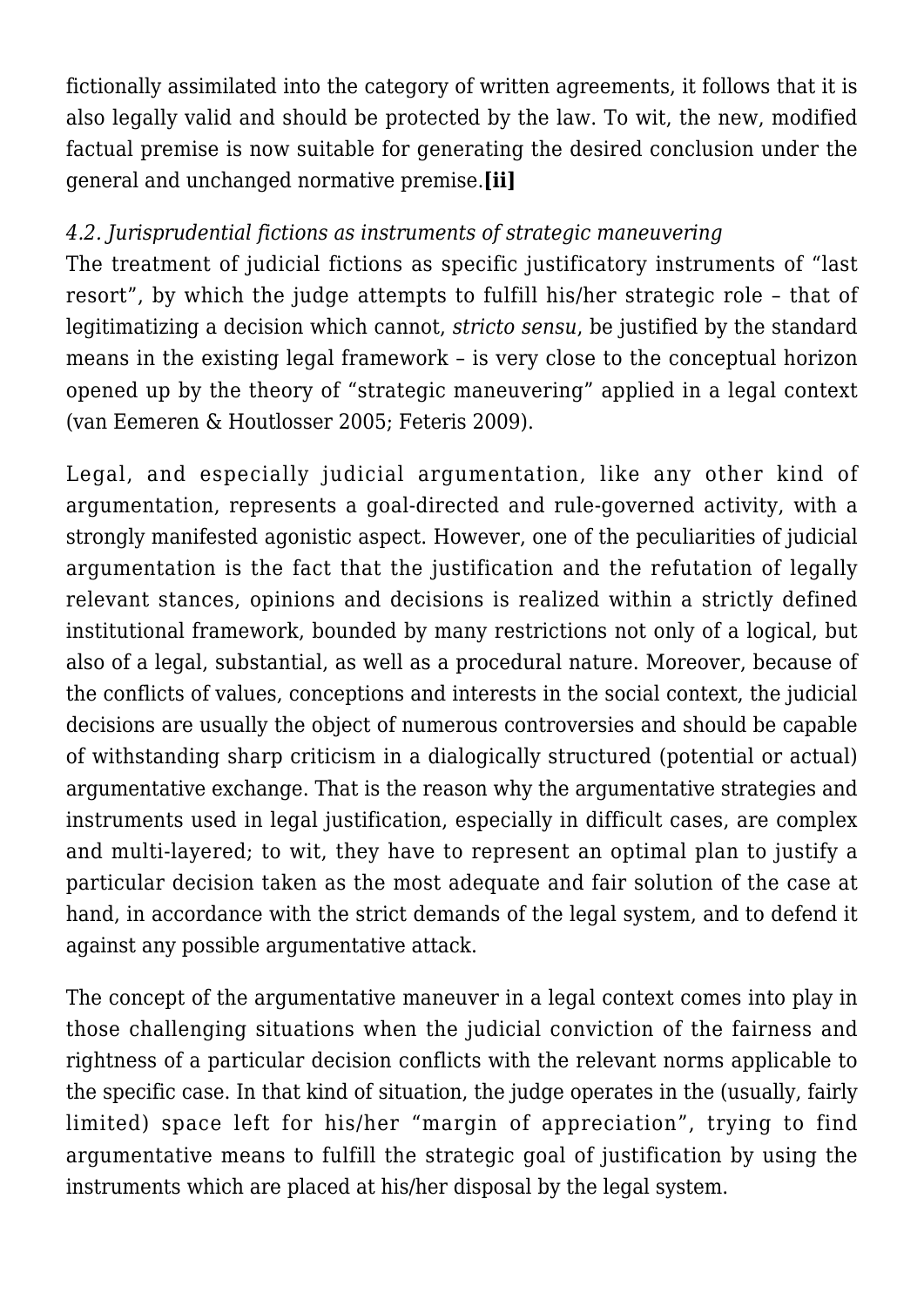fictionally assimilated into the category of written agreements, it follows that it is also legally valid and should be protected by the law. To wit, the new, modified factual premise is now suitable for generating the desired conclusion under the general and unchanged normative premise.**[ii]**

### *4.2. Jurisprudential fictions as instruments of strategic maneuvering*

The treatment of judicial fictions as specific justificatory instruments of "last resort", by which the judge attempts to fulfill his/her strategic role – that of legitimatizing a decision which cannot, *stricto sensu*, be justified by the standard means in the existing legal framework – is very close to the conceptual horizon opened up by the theory of "strategic maneuvering" applied in a legal context (van Eemeren & Houtlosser 2005; Feteris 2009).

Legal, and especially judicial argumentation, like any other kind of argumentation, represents a goal-directed and rule-governed activity, with a strongly manifested agonistic aspect. However, one of the peculiarities of judicial argumentation is the fact that the justification and the refutation of legally relevant stances, opinions and decisions is realized within a strictly defined institutional framework, bounded by many restrictions not only of a logical, but also of a legal, substantial, as well as a procedural nature. Moreover, because of the conflicts of values, conceptions and interests in the social context, the judicial decisions are usually the object of numerous controversies and should be capable of withstanding sharp criticism in a dialogically structured (potential or actual) argumentative exchange. That is the reason why the argumentative strategies and instruments used in legal justification, especially in difficult cases, are complex and multi-layered; to wit, they have to represent an optimal plan to justify a particular decision taken as the most adequate and fair solution of the case at hand, in accordance with the strict demands of the legal system, and to defend it against any possible argumentative attack.

The concept of the argumentative maneuver in a legal context comes into play in those challenging situations when the judicial conviction of the fairness and rightness of a particular decision conflicts with the relevant norms applicable to the specific case. In that kind of situation, the judge operates in the (usually, fairly limited) space left for his/her "margin of appreciation", trying to find argumentative means to fulfill the strategic goal of justification by using the instruments which are placed at his/her disposal by the legal system.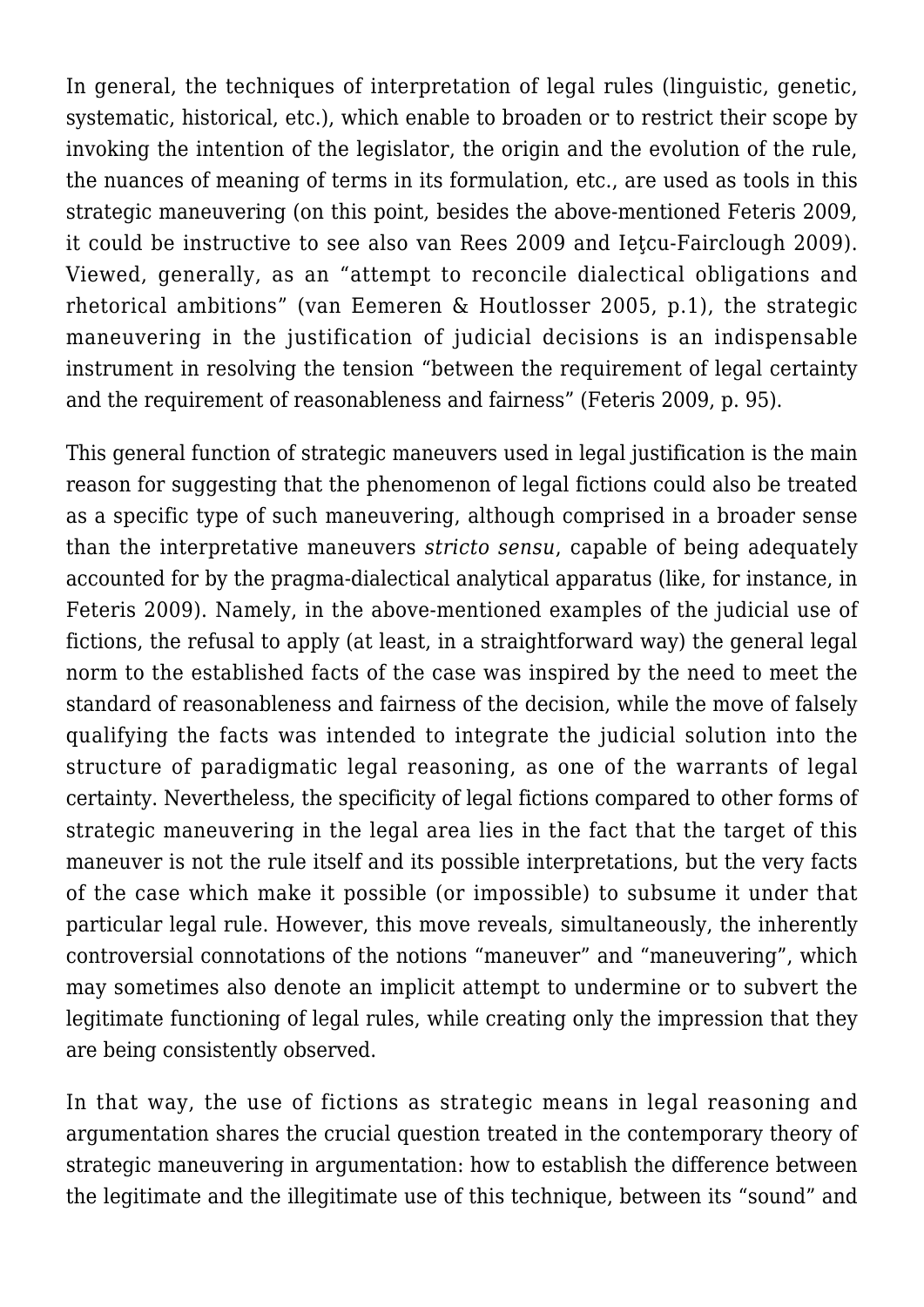In general, the techniques of interpretation of legal rules (linguistic, genetic, systematic, historical, etc.), which enable to broaden or to restrict their scope by invoking the intention of the legislator, the origin and the evolution of the rule, the nuances of meaning of terms in its formulation, etc., are used as tools in this strategic maneuvering (on this point, besides the above-mentioned Feteris 2009, it could be instructive to see also van Rees 2009 and Ieţcu-Fairclough 2009). Viewed, generally, as an "attempt to reconcile dialectical obligations and rhetorical ambitions" (van Eemeren & Houtlosser 2005, p.1), the strategic maneuvering in the justification of judicial decisions is an indispensable instrument in resolving the tension "between the requirement of legal certainty and the requirement of reasonableness and fairness" (Feteris 2009, p. 95).

This general function of strategic maneuvers used in legal justification is the main reason for suggesting that the phenomenon of legal fictions could also be treated as a specific type of such maneuvering, although comprised in a broader sense than the interpretative maneuvers *stricto sensu*, capable of being adequately accounted for by the pragma-dialectical analytical apparatus (like, for instance, in Feteris 2009). Namely, in the above-mentioned examples of the judicial use of fictions, the refusal to apply (at least, in a straightforward way) the general legal norm to the established facts of the case was inspired by the need to meet the standard of reasonableness and fairness of the decision, while the move of falsely qualifying the facts was intended to integrate the judicial solution into the structure of paradigmatic legal reasoning, as one of the warrants of legal certainty. Nevertheless, the specificity of legal fictions compared to other forms of strategic maneuvering in the legal area lies in the fact that the target of this maneuver is not the rule itself and its possible interpretations, but the very facts of the case which make it possible (or impossible) to subsume it under that particular legal rule. However, this move reveals, simultaneously, the inherently controversial connotations of the notions "maneuver" and "maneuvering", which may sometimes also denote an implicit attempt to undermine or to subvert the legitimate functioning of legal rules, while creating only the impression that they are being consistently observed.

In that way, the use of fictions as strategic means in legal reasoning and argumentation shares the crucial question treated in the contemporary theory of strategic maneuvering in argumentation: how to establish the difference between the legitimate and the illegitimate use of this technique, between its "sound" and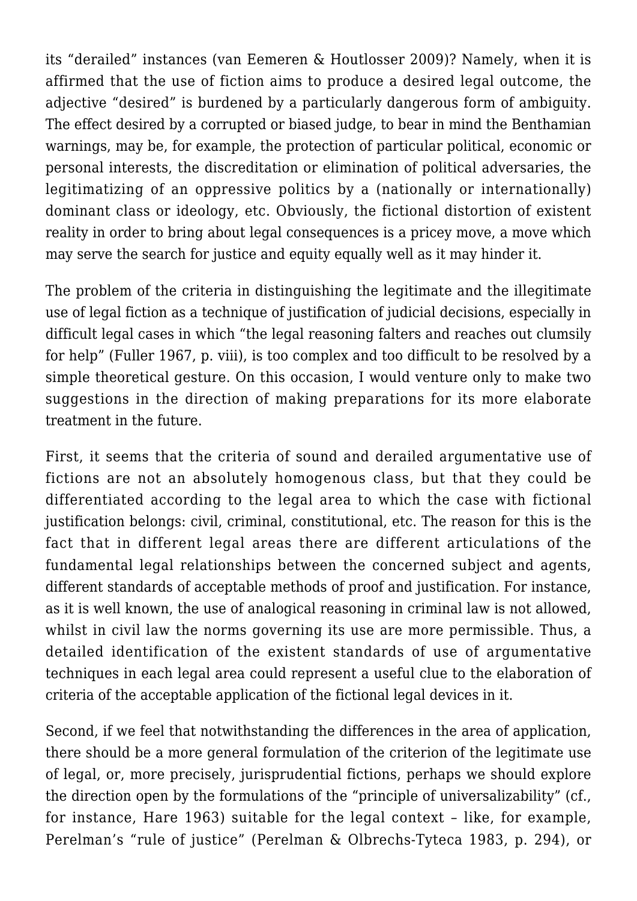its “derailed” instances (van Eemeren & Houtlosser 2009)? Namely, when it is affirmed that the use of fiction aims to produce a desired legal outcome, the adjective “desired” is burdened by a particularly dangerous form of ambiguity. The effect desired by a corrupted or biased judge, to bear in mind the Benthamian warnings, may be, for example, the protection of particular political, economic or personal interests, the discreditation or elimination of political adversaries, the legitimatizing of an oppressive politics by a (nationally or internationally) dominant class or ideology, etc. Obviously, the fictional distortion of existent reality in order to bring about legal consequences is a pricey move, a move which may serve the search for justice and equity equally well as it may hinder it.

The problem of the criteria in distinguishing the legitimate and the illegitimate use of legal fiction as a technique of justification of judicial decisions, especially in difficult legal cases in which “the legal reasoning falters and reaches out clumsily for help” (Fuller 1967, p. viii), is too complex and too difficult to be resolved by a simple theoretical gesture. On this occasion, I would venture only to make two suggestions in the direction of making preparations for its more elaborate treatment in the future.

First, it seems that the criteria of sound and derailed argumentative use of fictions are not an absolutely homogenous class, but that they could be differentiated according to the legal area to which the case with fictional justification belongs: civil, criminal, constitutional, etc. The reason for this is the fact that in different legal areas there are different articulations of the fundamental legal relationships between the concerned subject and agents, different standards of acceptable methods of proof and justification. For instance, as it is well known, the use of analogical reasoning in criminal law is not allowed, whilst in civil law the norms governing its use are more permissible. Thus, a detailed identification of the existent standards of use of argumentative techniques in each legal area could represent a useful clue to the elaboration of criteria of the acceptable application of the fictional legal devices in it.

Second, if we feel that notwithstanding the differences in the area of application, there should be a more general formulation of the criterion of the legitimate use of legal, or, more precisely, jurisprudential fictions, perhaps we should explore the direction open by the formulations of the “principle of universalizability” (cf., for instance, Hare 1963) suitable for the legal context – like, for example, Perelman’s “rule of justice” (Perelman & Olbrechs-Tyteca 1983, p. 294), or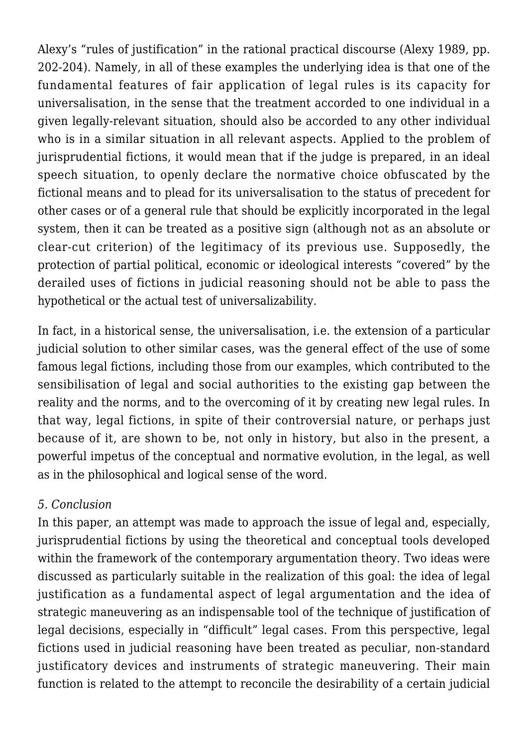Alexy's "rules of justification" in the rational practical discourse (Alexy 1989, pp. 202-204). Namely, in all of these examples the underlying idea is that one of the fundamental features of fair application of legal rules is its capacity for universalisation, in the sense that the treatment accorded to one individual in a given legally-relevant situation, should also be accorded to any other individual who is in a similar situation in all relevant aspects. Applied to the problem of jurisprudential fictions, it would mean that if the judge is prepared, in an ideal speech situation, to openly declare the normative choice obfuscated by the fictional means and to plead for its universalisation to the status of precedent for other cases or of a general rule that should be explicitly incorporated in the legal system, then it can be treated as a positive sign (although not as an absolute or clear-cut criterion) of the legitimacy of its previous use. Supposedly, the protection of partial political, economic or ideological interests "covered" by the derailed uses of fictions in judicial reasoning should not be able to pass the hypothetical or the actual test of universalizability.

In fact, in a historical sense, the universalisation, i.e. the extension of a particular judicial solution to other similar cases, was the general effect of the use of some famous legal fictions, including those from our examples, which contributed to the sensibilisation of legal and social authorities to the existing gap between the reality and the norms, and to the overcoming of it by creating new legal rules. In that way, legal fictions, in spite of their controversial nature, or perhaps just because of it, are shown to be, not only in history, but also in the present, a powerful impetus of the conceptual and normative evolution, in the legal, as well as in the philosophical and logical sense of the word.

## *5. Conclusion*

In this paper, an attempt was made to approach the issue of legal and, especially, jurisprudential fictions by using the theoretical and conceptual tools developed within the framework of the contemporary argumentation theory. Two ideas were discussed as particularly suitable in the realization of this goal: the idea of legal justification as a fundamental aspect of legal argumentation and the idea of strategic maneuvering as an indispensable tool of the technique of justification of legal decisions, especially in "difficult" legal cases. From this perspective, legal fictions used in judicial reasoning have been treated as peculiar, non-standard justificatory devices and instruments of strategic maneuvering. Their main function is related to the attempt to reconcile the desirability of a certain judicial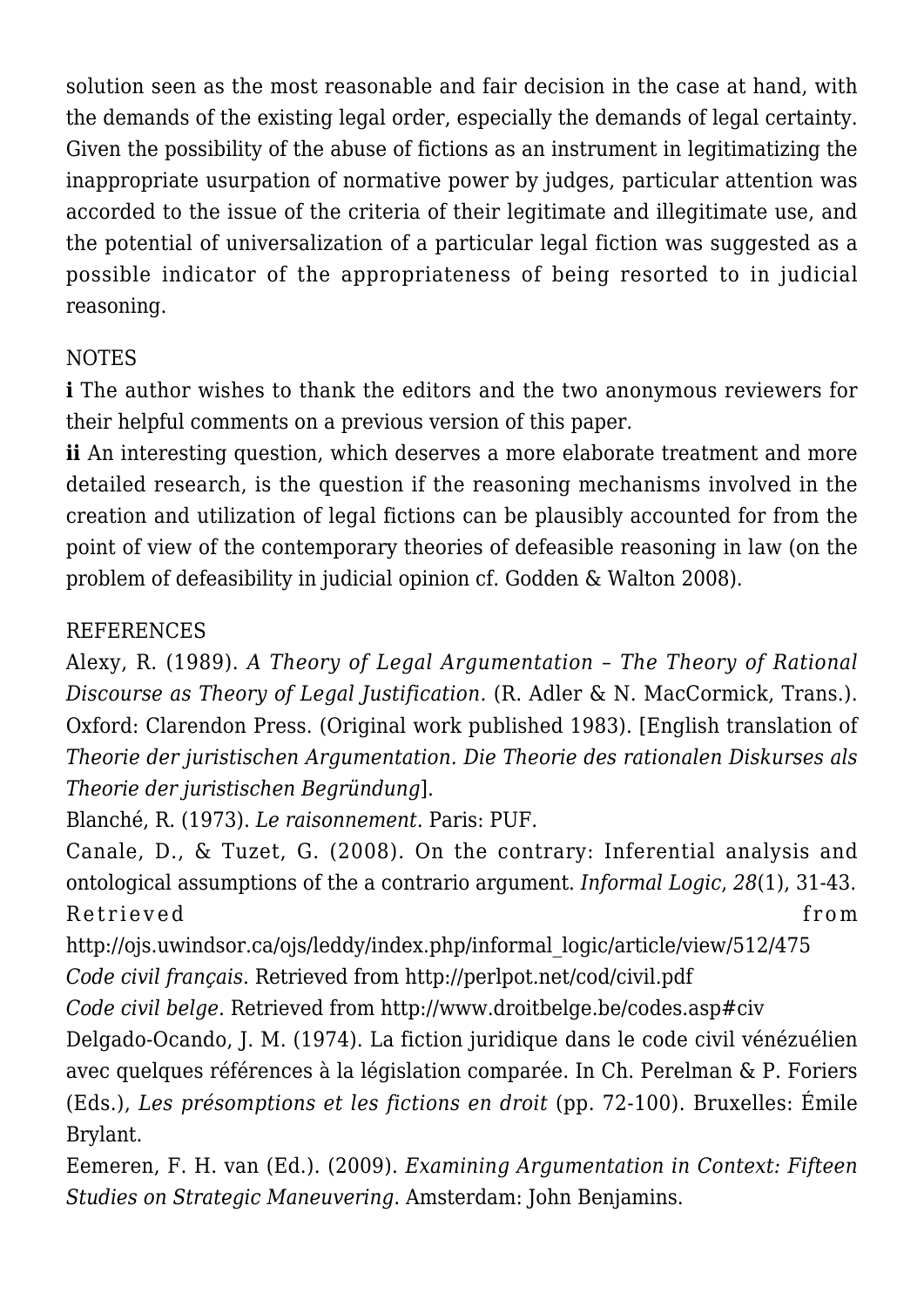solution seen as the most reasonable and fair decision in the case at hand, with the demands of the existing legal order, especially the demands of legal certainty. Given the possibility of the abuse of fictions as an instrument in legitimatizing the inappropriate usurpation of normative power by judges, particular attention was accorded to the issue of the criteria of their legitimate and illegitimate use, and the potential of universalization of a particular legal fiction was suggested as a possible indicator of the appropriateness of being resorted to in judicial reasoning.

NOTES

**i** The author wishes to thank the editors and the two anonymous reviewers for their helpful comments on a previous version of this paper.

**ii** An interesting question, which deserves a more elaborate treatment and more detailed research, is the question if the reasoning mechanisms involved in the creation and utilization of legal fictions can be plausibly accounted for from the point of view of the contemporary theories of defeasible reasoning in law (on the problem of defeasibility in judicial opinion cf. Godden & Walton 2008).

REFERENCES

Alexy, R. (1989). *A Theory of Legal Argumentation – The Theory of Rational Discourse as Theory of Legal Justification*. (R. Adler & N. MacCormick, Trans.). Oxford: Clarendon Press. (Original work published 1983). [English translation of *Theorie der juristischen Argumentation. Die Theorie des rationalen Diskurses als Theorie der juristischen Begründung*].

Blanché, R. (1973). *Le raisonnement.* Paris: PUF.

Canale, D., & Tuzet, G. (2008). On the contrary: Inferential analysis and ontological assumptions of the a contrario argument. *Informal Logic*, *28*(1), 31-43. Retrieved from http://ojs.uwindsor.ca/ojs/leddy/index.php/informal_logic/article/view/512/475

*Code civil français*. Retrieved from http://perlpot.net/cod/civil.pdf

*Code civil belge*. Retrieved from http://www.droitbelge.be/codes.asp#civ

Delgado-Ocando, J. M. (1974). La fiction juridique dans le code civil vénézuélien avec quelques références à la législation comparée. In Ch. Perelman & P. Foriers (Eds.), *Les présomptions et les fictions en droit* (pp. 72-100). Bruxelles: Émile Brylant.

Eemeren, F. H. van (Ed.). (2009). *Examining Argumentation in Context: Fifteen Studies on Strategic Maneuvering*. Amsterdam: John Benjamins.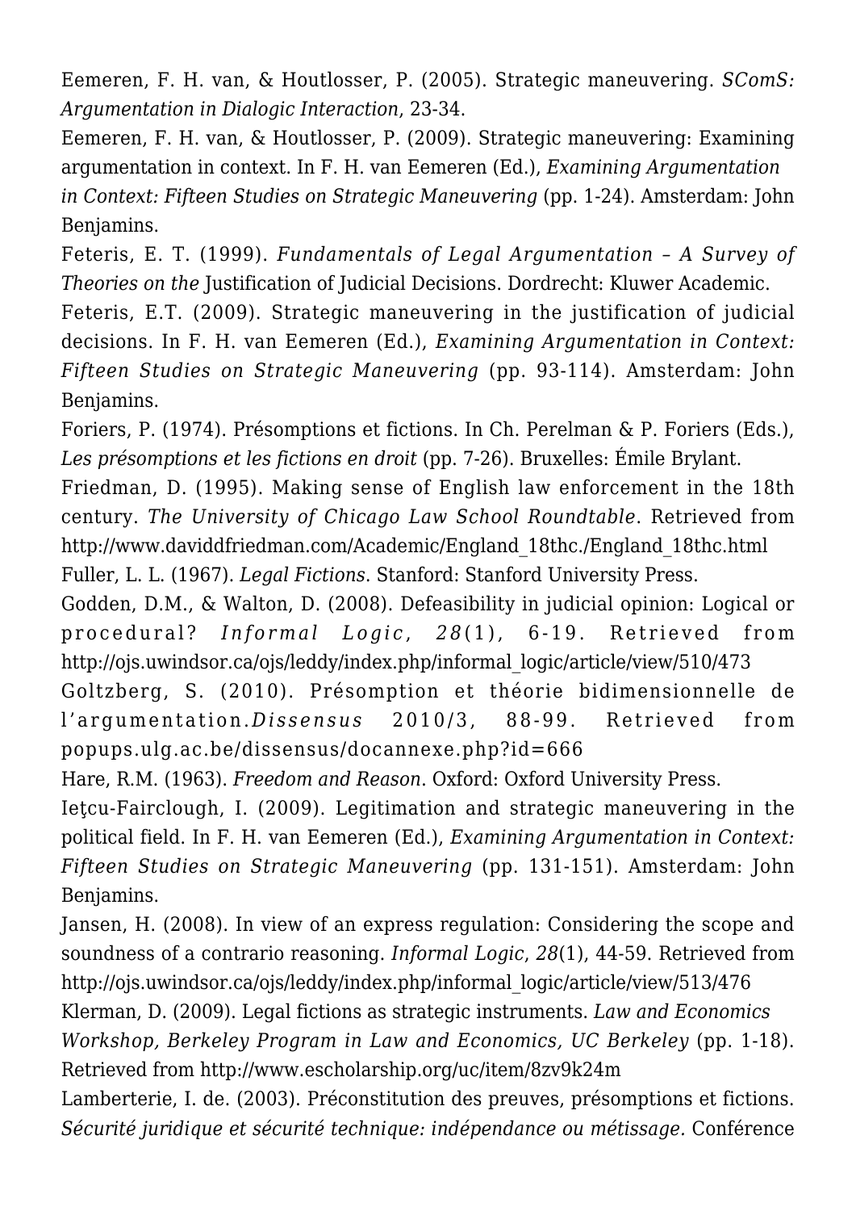Eemeren, F. H. van, & Houtlosser, P. (2005). Strategic maneuvering. *SComS: Argumentation in Dialogic Interaction*, 23-34.

Eemeren, F. H. van, & Houtlosser, P. (2009). Strategic maneuvering: Examining argumentation in context. In F. H. van Eemeren (Ed.), *Examining Argumentation in Context: Fifteen Studies on Strategic Maneuvering* (pp. 1-24). Amsterdam: John Benjamins.

Feteris, E. T. (1999). *Fundamentals of Legal Argumentation – A Survey of Theories on the* Justification of Judicial Decisions. Dordrecht: Kluwer Academic.

Feteris, E.T. (2009). Strategic maneuvering in the justification of judicial decisions. In F. H. van Eemeren (Ed.), *Examining Argumentation in Context: Fifteen Studies on Strategic Maneuvering* (pp. 93-114). Amsterdam: John Benjamins.

Foriers, P. (1974). Présomptions et fictions. In Ch. Perelman & P. Foriers (Eds.), *Les présomptions et les fictions en droit* (pp. 7-26). Bruxelles: Émile Brylant.

Friedman, D. (1995). Making sense of English law enforcement in the 18th century. *The University of Chicago Law School Roundtable*. Retrieved from http://www.daviddfriedman.com/Academic/England_18thc./England_18thc.html

Fuller, L. L. (1967). *Legal Fictions*. Stanford: Stanford University Press.

Godden, D.M., & Walton, D. (2008). Defeasibility in judicial opinion: Logical or procedural? *Informal Logic*, *28*(1), 6-19. Retrieved from http://ojs.uwindsor.ca/ojs/leddy/index.php/informal_logic/article/view/510/473

Goltzberg, S. (2010). Présomption et théorie bidimensionnelle de l'argumentation.*Dissensus* 2010/3, 88-99. Retrieved from popups.ulg.ac.be/dissensus/docannexe.php?id=666

Hare, R.M. (1963). *Freedom and Reason*. Oxford: Oxford University Press.

Ieţcu-Fairclough, I. (2009). Legitimation and strategic maneuvering in the political field. In F. H. van Eemeren (Ed.), *Examining Argumentation in Context: Fifteen Studies on Strategic Maneuvering* (pp. 131-151). Amsterdam: John Benjamins.

Jansen, H. (2008). In view of an express regulation: Considering the scope and soundness of a contrario reasoning. *Informal Logic*, *28*(1), 44-59. Retrieved from http://ojs.uwindsor.ca/ojs/leddy/index.php/informal_logic/article/view/513/476

Klerman, D. (2009). Legal fictions as strategic instruments. *Law and Economics Workshop, Berkeley Program in Law and Economics, UC Berkeley* (pp. 1-18). Retrieved from http://www.escholarship.org/uc/item/8zv9k24m

Lamberterie, I. de. (2003). Préconstitution des preuves, présomptions et fictions. *Sécurité juridique et sécurité technique: indépendance ou métissage.* Conférence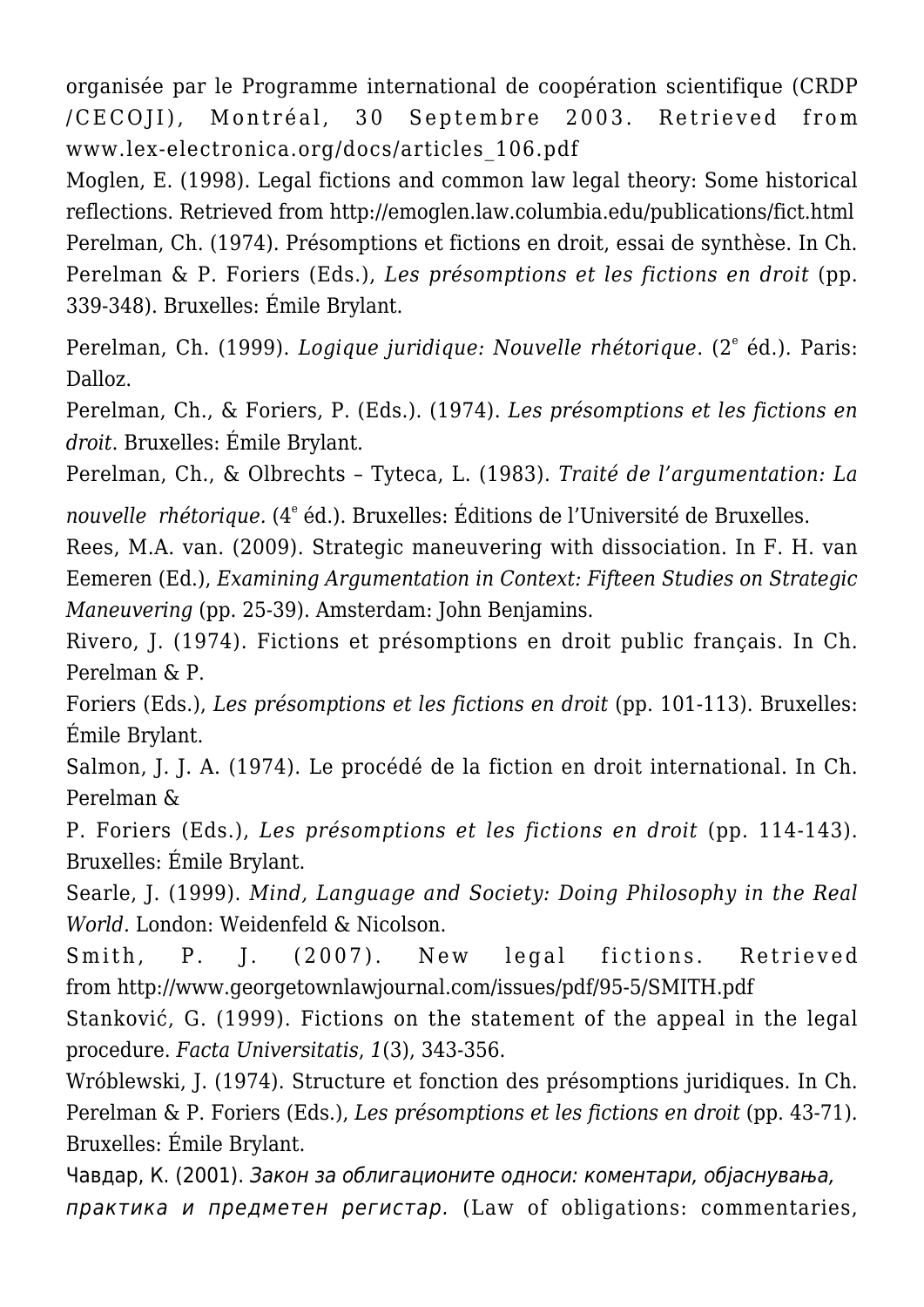organisée par le Programme international de coopération scientifique (CRDP /CECOJI), Montréal, 30 Septembre 2003. Retrieved from www.lex-electronica.org/docs/articles_106.pdf

Moglen, E. (1998). Legal fictions and common law legal theory: Some historical reflections. Retrieved from http://emoglen.law.columbia.edu/publications/fict.html

Perelman, Ch. (1974). Présomptions et fictions en droit, essai de synthèse. In Ch. Perelman & P. Foriers (Eds.), *Les présomptions et les fictions en droit* (pp. 339-348). Bruxelles: Émile Brylant.

Perelman, Ch. (1999). *Logique juridique: Nouvelle rhétorique*. (2e éd.). Paris: Dalloz.

Perelman, Ch., & Foriers, P. (Eds.). (1974). *Les présomptions et les fictions en droit*. Bruxelles: Émile Brylant.

Perelman, Ch., & Olbrechts – Tyteca, L. (1983). *Traité de l'argumentation: La nouvelle rhétorique.* (4e éd.). Bruxelles: Éditions de l'Université de Bruxelles.

Rees, M.A. van. (2009). Strategic maneuvering with dissociation. In F. H. van Eemeren (Ed.), *Examining Argumentation in Context: Fifteen Studies on Strategic Maneuvering* (pp. 25-39). Amsterdam: John Benjamins.

Rivero, J. (1974). Fictions et présomptions en droit public français. In Ch. Perelman & P. Foriers (Eds.), *Les présomptions et les fictions en droit* (pp. 101-113). Bruxelles: Émile Brylant.

Salmon, J. J. A. (1974). Le procédé de la fiction en droit international. In Ch. Perelman & P. Foriers (Eds.), *Les présomptions et les fictions en droit* (pp. 114-143). Bruxelles: Émile Brylant.

Searle, J. (1999). *Mind, Language and Society: Doing Philosophy in the Real World.* London: Weidenfeld & Nicolson.

Smith, P. J. (2007). New legal fictions. Retrieved from http://www.georgetownlawjournal.com/issues/pdf/95-5/SMITH.pdf

Stanković, G. (1999). Fictions on the statement of the appeal in the legal procedure. *Facta Universitatis*, *1*(3), 343-356.

Wróblewski, J. (1974). Structure et fonction des présomptions juridiques. In Ch. Perelman & P. Foriers (Eds.), *Les présomptions et les fictions en droit* (pp. 43-71). Bruxelles: Émile Brylant.

Чавдар, К. (2001). *Закон за облигационите односи: коментари, објаснувања, практика и предметен регистар.* (Law of obligations: commentaries,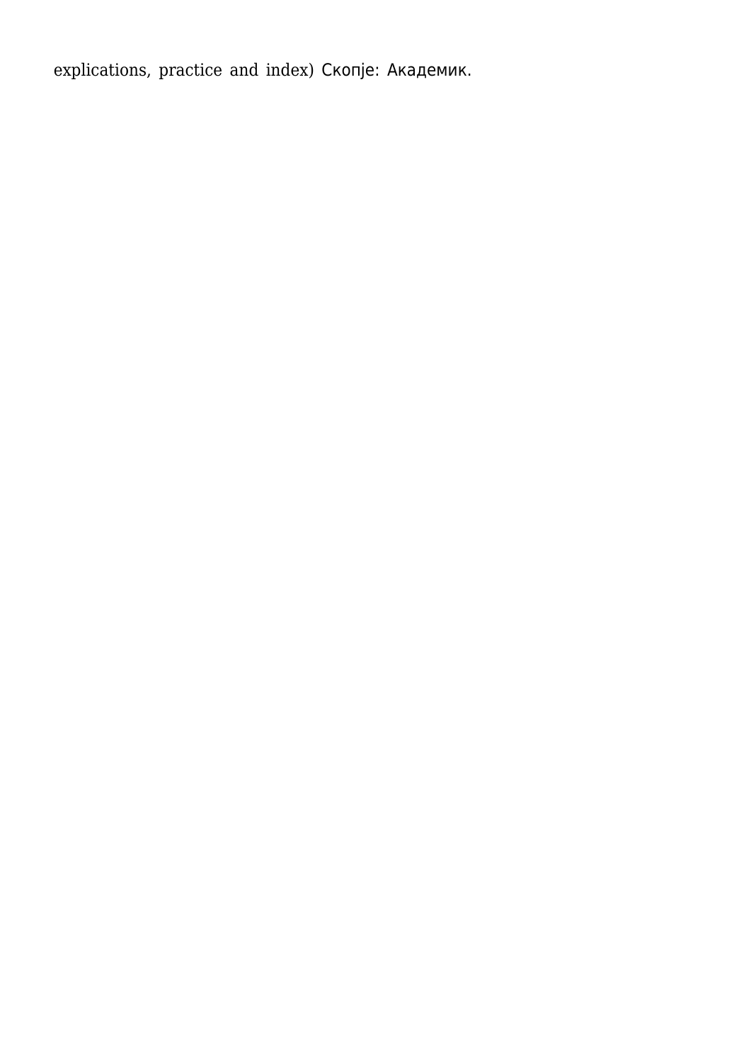explications, practice and index) Скопје: Академик.